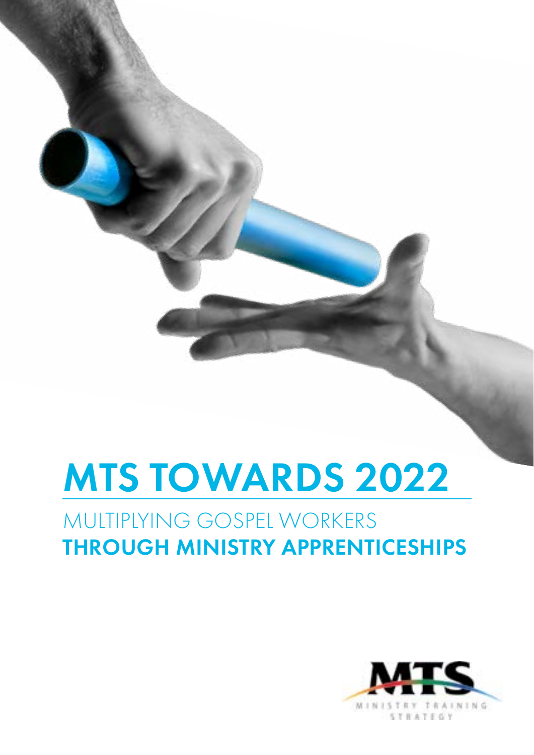# MTS TOWARDS 2022

## MULTIPLYING GOSPEL WORKERS **THROUGH MINISTRY APPRENTICESHIPS**

MTS

MINISTRY TRAINING STRATEGY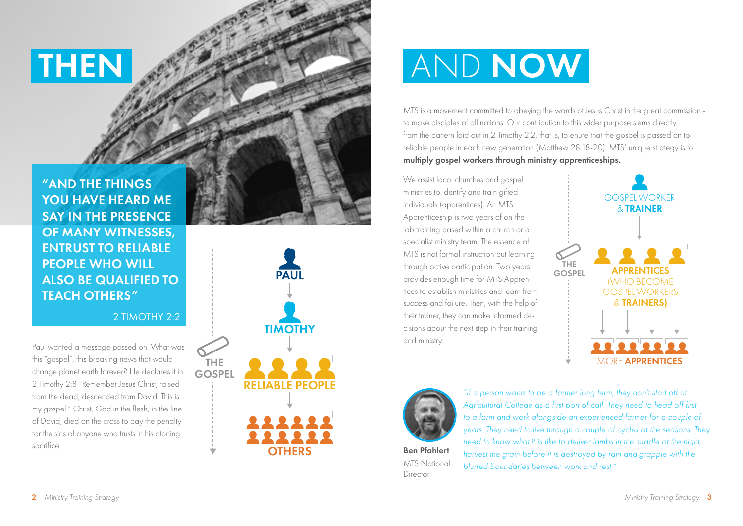# THEN

**"AND THE THINGS YOU HAVE HEARD ME SAY IN THE PRESENCE OF MANY WITNESSES, ENTRUST TO RELIABLE PEOPLE WHO WILL ALSO BE QUALIFIED TO TEACH OTHERS"**

2 TIMOTHY 2:2

Paul wanted a message passed on. What was this "gospel", this breaking news that would change planet earth forever? He declares it in 2 Timothy 2:8 "Remember Jesus Christ, raised from the dead, descended from David. This is my gospel." Christ, God in the flesh, in the line of David, died on the cross to pay the penalty for the sins of anyone who trusts in his atoning sacrifice.

THE GOSPEL

PAUL → TIMOTHY → RELIABLE PEOPLE → OTHERS

# AND NOW

MTS is a movement committed to obeying the words of Jesus Christ in the great commission - to make disciples of all nations. Our contribution to this wider purpose stems directly from the pattern laid out in 2 Timothy 2:2, that is, to enure that the gospel is passed on to reliable people in each new generation (Matthew 28:18-20). MTS' unique strategy is to **multiply gospel workers through ministry apprenticeships.**

We assist local churches and gospel ministries to identify and train gifted individuals (apprentices). An MTS Apprenticeship is two years of on-the-job training based within a church or a specialist ministry team. The essence of MTS is not formal instruction but learning through active participation. Two years provides enough time for MTS Apprentices to establish ministries and learn from success and failure. Then, with the help of their trainer, they can make informed decisions about the next step in their training and ministry.

THE GOSPEL

GOSPEL WORKER & **TRAINER** → **APPRENTICES** (WHO BECOME GOSPEL WORKERS & **TRAINERS)** → MORE **APPRENTICES**

*"If a person wants to be a farmer long term, they don't start off at Agricultural College as a first port of call. They need to head off first to a farm and work alongside an experienced farmer for a couple of years. They need to live through a couple of cycles of the seasons. They need to know what it is like to deliver lambs in the middle of the night, harvest the grain before it is destroyed by rain and grapple with the blurred boundaries between work and rest."*

**Ben Pfahlert**
MTS National Director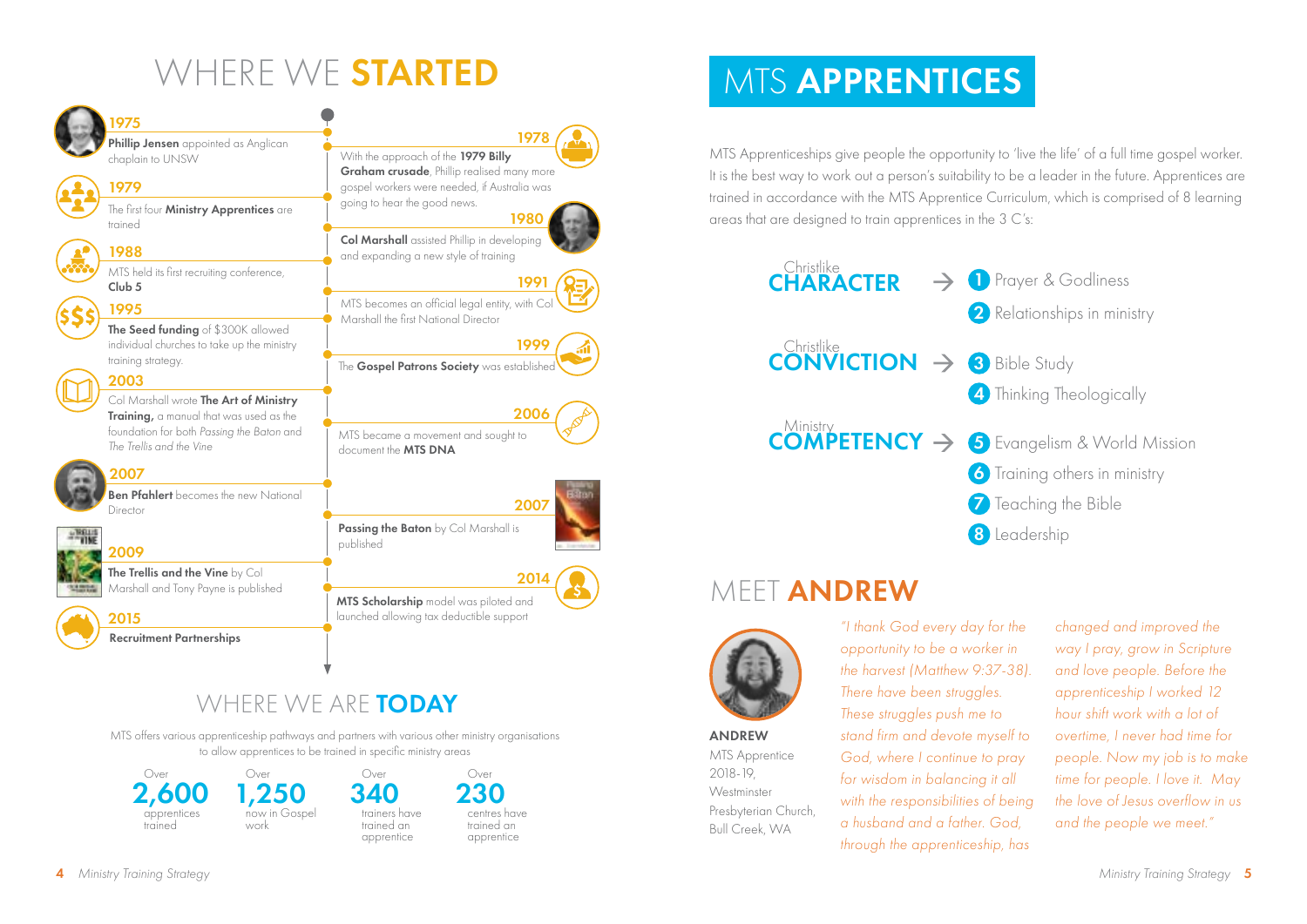# WHERE WE **STARTED**

**1975**
**Phillip Jensen** appointed as Anglican chaplain to UNSW

**1978**
With the approach of the **1979 Billy Graham crusade**, Phillip realised many more gospel workers were needed, if Australia was going to hear the good news.

**1979**
The first four **Ministry Apprentices** are trained

**1980**
**Col Marshall** assisted Phillip in developing and expanding a new style of training

**1988**
MTS held its first recruiting conference, **Club 5**

**1991**
MTS becomes an official legal entity, with Col Marshall is the first National Director

**1995**
**The Seed funding** of $300K allowed individual churches to take up the ministry training strategy.

**1999**
The **Gospel Patrons Society** was established

**2003**
Col Marshall wrote **The Art of Ministry Training,** a manual that was used as the foundation for both *Passing the Baton* and *The Trellis and the Vine*

**2006**
MTS became a movement and sought to document the **MTS DNA**

**2007**
**Ben Pfahlert** becomes the new National Director

**2007**
**Passing the Baton** by Col Marshall is published

**2009**
**The Trellis and the Vine** by Col Marshall and Tony Payne is published

**2014**
**MTS Scholarship** model was piloted and launched allowing tax deductible support

**2015**
**Recruitment Partnerships**

## WHERE WE ARE **TODAY**

MTS offers various apprenticeship pathways and partners with various other ministry organisations to allow apprentices to be trained in specific ministry areas

- Over **2,600** apprentices trained
- Over **1,250** now in Gospel work
- Over **340** trainers have trained an apprentice
- Over **230** centres have trained an apprentice

# MTS **APPRENTICES**

MTS Apprenticeships give people the opportunity to 'live the life' of a full time gospel worker. It is the best way to work out a person's suitability to be a leader in the future. Apprentices are trained in accordance with the MTS Apprentice Curriculum, which is comprised of 8 learning areas that are designed to train apprentices in the 3 C's:

Christlike **CHARACTER** →
1. Prayer & Godliness
2. Relationships in ministry

Christlike **CONVICTION** →
3. Bible Study
4. Thinking Theologically

Ministry **COMPETENCY** →
5. Evangelism & World Mission
6. Training others in ministry
7. Teaching the Bible
8. Leadership

## MEET **ANDREW**

**ANDREW**
MTS Apprentice 2018-19,
Westminster Presbyterian Church, Bull Creek, WA

*"I thank God every day for the opportunity to be a worker in the harvest (Matthew 9:37-38). There have been struggles. These struggles push me to stand firm and devote myself to God, where I continue to pray for wisdom in balancing it all with the responsibilities of being a husband and a father. God, through the apprenticeship, has changed and improved the way I pray, grow in Scripture and love people. Before the apprenticeship I worked 12 hour shift work with a lot of overtime, I never had time for people. Now my job is to make time for people. I love it. May the love of Jesus overflow in us and the people we meet."*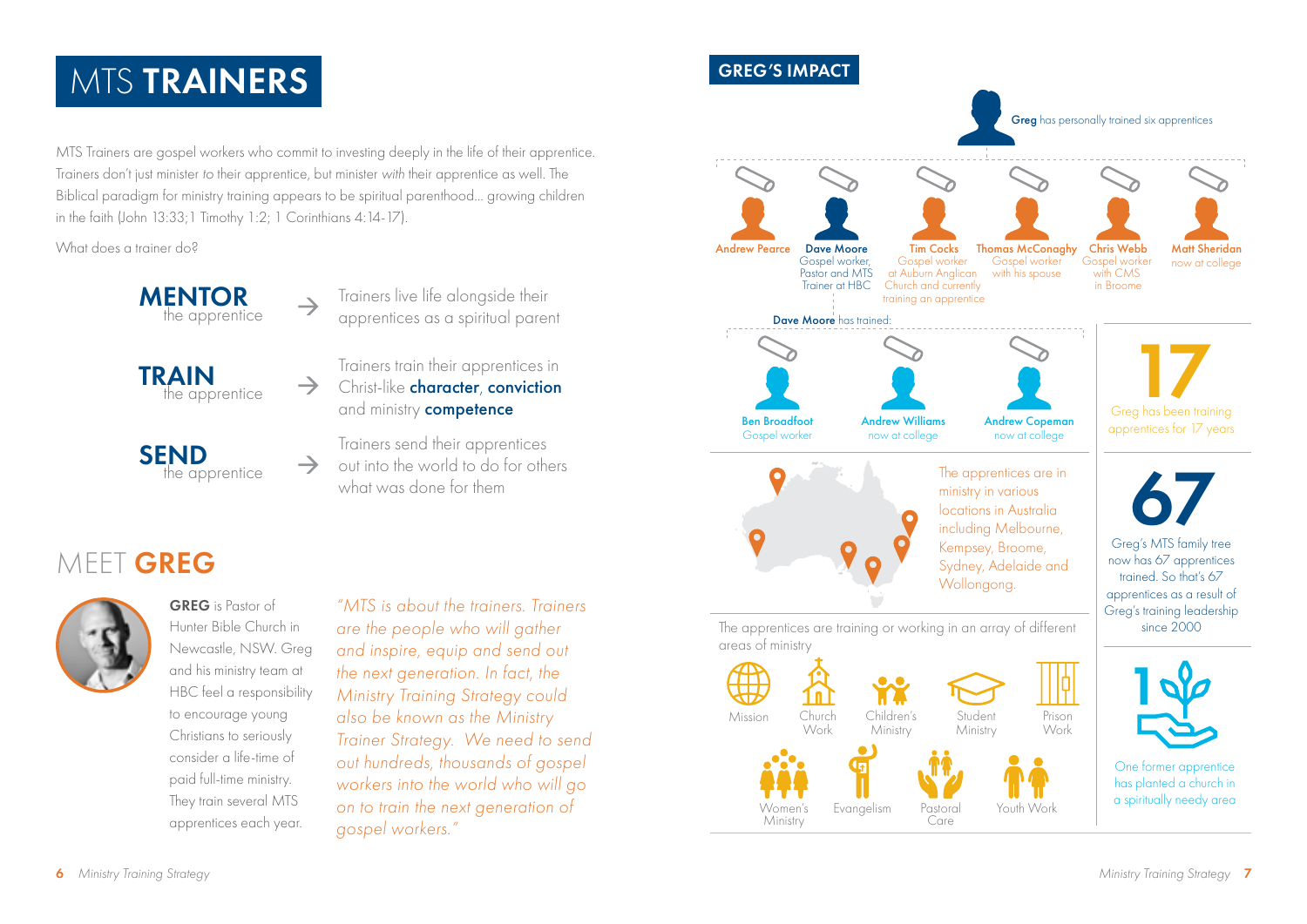# MTS **TRAINERS**

MTS Trainers are gospel workers who commit to investing deeply in the life of their apprentice. Trainers don't just minister *to* their apprentice, but minister *with* their apprentice as well. The Biblical paradigm for ministry training appears to be spiritual parenthood... growing children in the faith (John 13:33; 1 Timothy 1:2; 1 Corinthians 4:14-17).

What does a trainer do?

**MENTOR** the apprentice → Trainers live life alongside their apprentices as a spiritual parent

**TRAIN** the apprentice → Trainers train their apprentices in Christ-like **character**, **conviction** and ministry **competence**

**SEND** the apprentice → Trainers send their apprentices out into the world to do for others what was done for them

## MEET **GREG**

**GREG** is Pastor of Hunter Bible Church in Newcastle, NSW. Greg and his ministry team at HBC feel a responsibility to encourage young Christians to seriously consider a life-time of paid full-time ministry. They train several MTS apprentices each year.

*"MTS is about the trainers. Trainers are the people who will gather and inspire, equip and send out the next generation. In fact, the Ministry Training Strategy could also be known as the Ministry Trainer Strategy. We need to send out hundreds, thousands of gospel workers into the world who will go on to train the next generation of gospel workers."*

## GREG'S IMPACT

**Greg** has personally trained six apprentices

- **Andrew Pearce**
- **Dave Moore** Gospel worker, Pastor and MTS Trainer at HBC
- **Tim Cocks** Gospel worker at Auburn Anglican Church and currently training an apprentice
- **Thomas McConaghy** Gospel worker with his spouse
- **Chris Webb** Gospel worker with CMS in Broome
- **Matt Sheridan** now at college

**Dave Moore** has trained:

- **Ben Broadfoot** Gospel worker
- **Andrew Williams** now at college
- **Andrew Copeman** now at college

**17** Greg has been training apprentices for 17 years

The apprentices are in ministry in various locations in Australia including Melbourne, Kempsey, Broome, Sydney, Adelaide and Wollongong.

**67** Greg's MTS family tree now has 67 apprentices trained. So that's 67 apprentices as a result of Greg's training leadership since 2000

The apprentices are training or working in an array of different areas of ministry

- Mission
- Church Work
- Children's Ministry
- Student Ministry
- Prison Work
- Women's Ministry
- Evangelism
- Pastoral Care
- Youth Work

**1** One former apprentice has planted a church in a spiritually needy area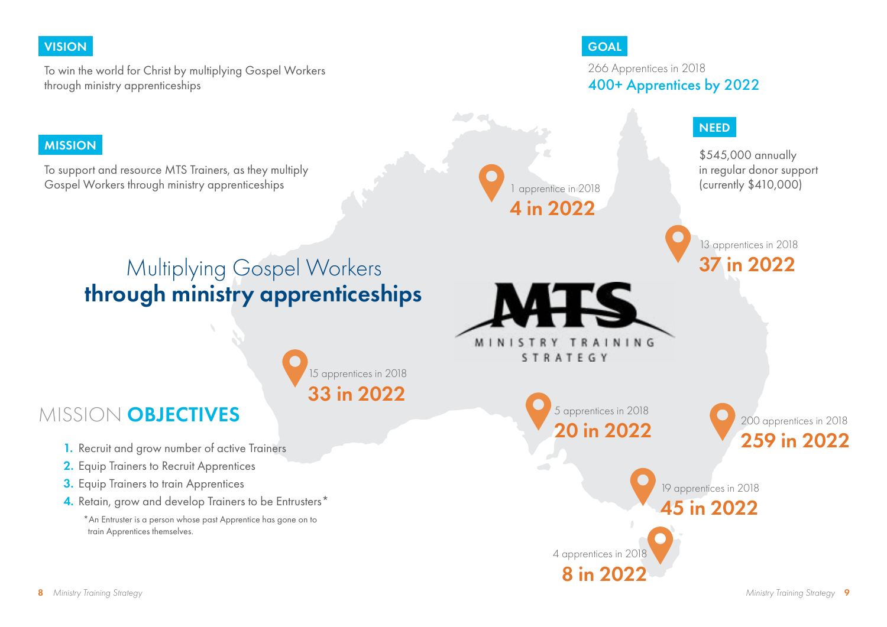## VISION

To win the world for Christ by multiplying Gospel Workers through ministry apprenticeships

## MISSION

To support and resource MTS Trainers, as they multiply Gospel Workers through ministry apprenticeships

# Multiplying Gospel Workers **through ministry apprenticeships**

## MISSION **OBJECTIVES**

1. Recruit and grow number of active Trainers
2. Equip Trainers to Recruit Apprentices
3. Equip Trainers to train Apprentices
4. Retain, grow and develop Trainers to be Entrusters*

*An Entruster is a person whose past Apprentice has gone on to train Apprentices themselves.

## GOAL

266 Apprentices in 2018

**400+ Apprentices by 2022**

## NEED

$545,000 annually in regular donor support (currently $410,000)

MTS

MINISTRY TRAINING STRATEGY

1 apprentice in 2018
**4 in 2022**

13 apprentices in 2018
**37 in 2022**

15 apprentices in 2018
**33 in 2022**

5 apprentices in 2018
**20 in 2022**

200 apprentices in 2018
**259 in 2022**

19 apprentices in 2018
**45 in 2022**

4 apprentices in 2018
**8 in 2022**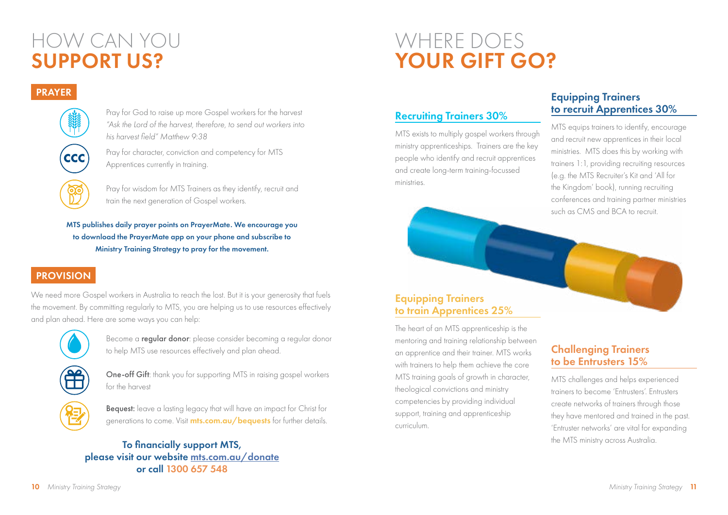# HOW CAN YOU **SUPPORT US?**

## PRAYER

Pray for God to raise up more Gospel workers for the harvest *"Ask the Lord of the harvest, therefore, to send out workers into his harvest field" Matthew 9:38*

Pray for character, conviction and competency for MTS Apprentices currently in training.

Pray for wisdom for MTS Trainers as they identify, recruit and train the next generation of Gospel workers.

**MTS publishes daily prayer points on PrayerMate. We encourage you to download the PrayerMate app on your phone and subscribe to Ministry Training Strategy to pray for the movement.**

## PROVISION

We need more Gospel workers in Australia to reach the lost. But it is your generosity that fuels the movement. By committing regularly to MTS, you are helping us to use resources effectively and plan ahead. Here are some ways you can help:

Become a **regular donor**: please consider becoming a regular donor to help MTS use resources effectively and plan ahead.

**One-off Gift**: thank you for supporting MTS in raising gospel workers for the harvest

**Bequest:** leave a lasting legacy that will have an impact for Christ for generations to come. Visit **mts.com.au/bequests** for further details.

**To financially support MTS, please visit our website mts.com.au/donate or call 1300 657 548**

# WHERE DOES **YOUR GIFT GO?**

### Recruiting Trainers 30%

MTS exists to multiply gospel workers through ministry apprenticeships. Trainers are the key people who identify and recruit apprentices and create long-term training-focussed ministries.

### Equipping Trainers to recruit Apprentices 30%

MTS equips trainers to identify, encourage and recruit new apprentices in their local ministries. MTS does this by working with trainers 1:1, providing recruiting resources (e.g. the MTS Recruiter's Kit and 'All for the Kingdom' book), running recruiting conferences and training partner ministries such as CMS and BCA to recruit.

### Equipping Trainers to train Apprentices 25%

The heart of an MTS apprenticeship is the mentoring and training relationship between an apprentice and their trainer. MTS works with trainers to help them achieve the core MTS training goals of growth in character, theological convictions and ministry competencies by providing individual support, training and apprenticeship curriculum.

### Challenging Trainers to be Entrusters 15%

MTS challenges and helps experienced trainers to become 'Entrusters'. Entrusters create networks of trainers through those they have mentored and trained in the past. 'Entruster networks' are vital for expanding the MTS ministry across Australia.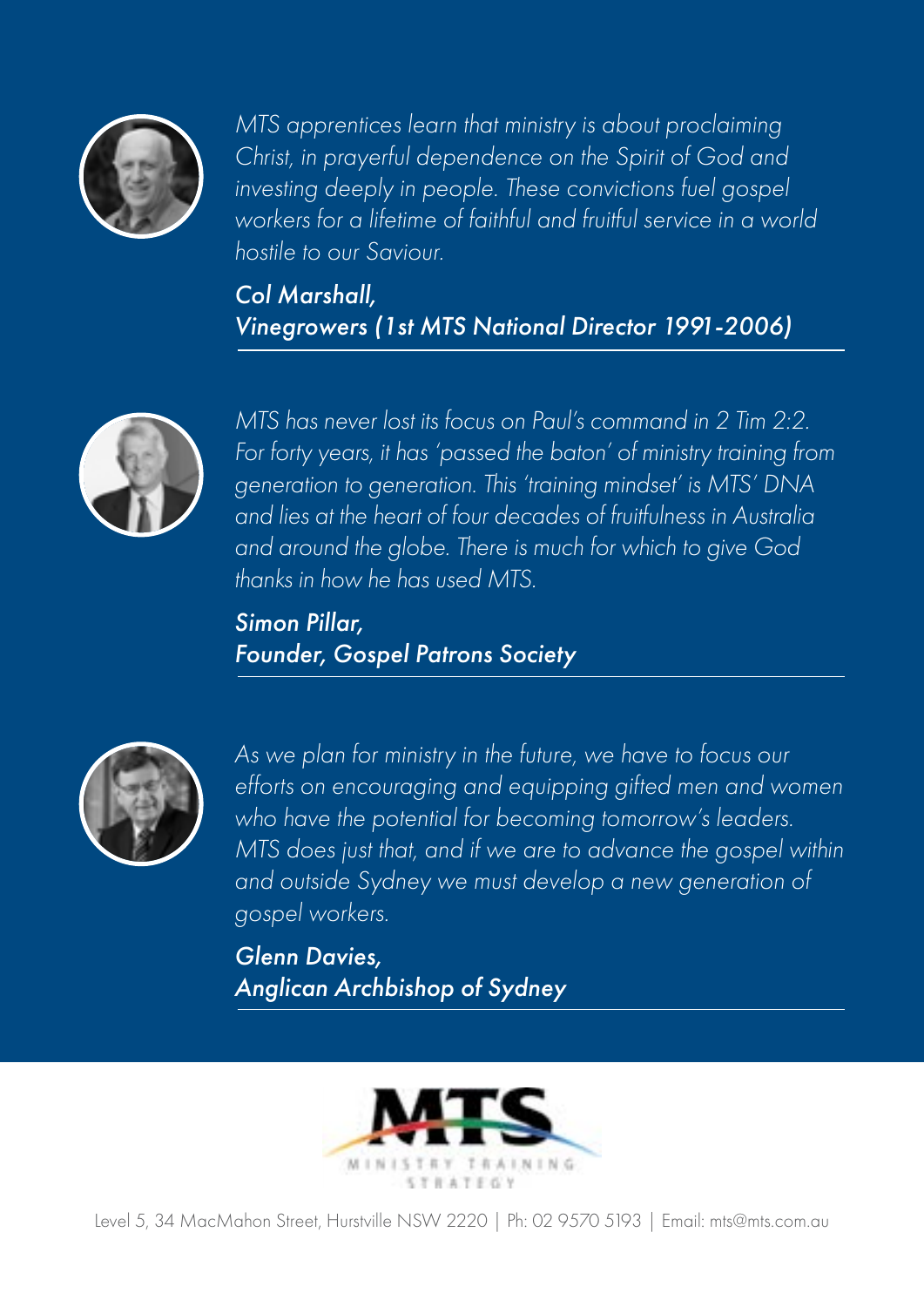*MTS apprentices learn that ministry is about proclaiming Christ, in prayerful dependence on the Spirit of God and investing deeply in people. These convictions fuel gospel workers for a lifetime of faithful and fruitful service in a world hostile to our Saviour.*

***Col Marshall,***
***Vinegrowers (1st MTS National Director 1991-2006)***

*MTS has never lost its focus on Paul's command in 2 Tim 2:2. For forty years, it has 'passed the baton' of ministry training from generation to generation. This 'training mindset' is MTS' DNA and lies at the heart of four decades of fruitfulness in Australia and around the globe. There is much for which to give God thanks in how he has used MTS.*

***Simon Pillar,***
***Founder, Gospel Patrons Society***

*As we plan for ministry in the future, we have to focus our efforts on encouraging and equipping gifted men and women who have the potential for becoming tomorrow's leaders. MTS does just that, and if we are to advance the gospel within and outside Sydney we must develop a new generation of gospel workers.*

***Glenn Davies,***
***Anglican Archbishop of Sydney***

MTS
MINISTRY TRAINING STRATEGY

Level 5, 34 MacMahon Street, Hurstville NSW 2220 | Ph: 02 9570 5193 | Email: mts@mts.com.au